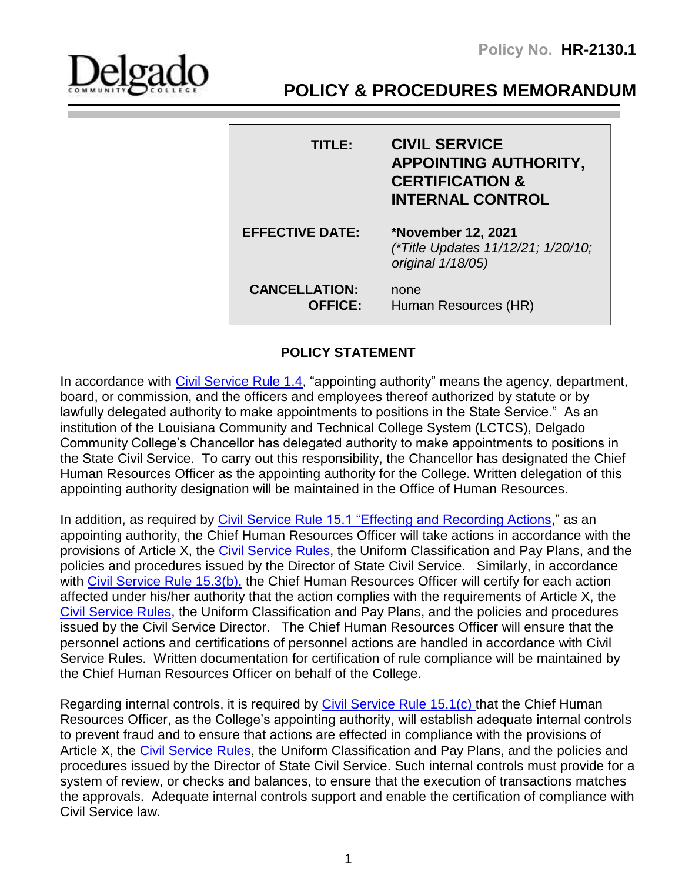Policy No. **HR-2130.1**

Delgado Community College

# POLICY & PROCEDURES MEMORANDUM

| | |
|---|---|
| **TITLE:** | **CIVIL SERVICE APPOINTING AUTHORITY, CERTIFICATION & INTERNAL CONTROL** |
| **EFFECTIVE DATE:** | **\*November 12, 2021** *(\*Title Updates 11/12/21; 1/20/10; original 1/18/05)* |
| **CANCELLATION:** | none |
| **OFFICE:** | Human Resources (HR) |

## POLICY STATEMENT

In accordance with Civil Service Rule 1.4, "appointing authority" means the agency, department, board, or commission, and the officers and employees thereof authorized by statute or by lawfully delegated authority to make appointments to positions in the State Service." As an institution of the Louisiana Community and Technical College System (LCTCS), Delgado Community College's Chancellor has delegated authority to make appointments to positions in the State Civil Service. To carry out this responsibility, the Chancellor has designated the Chief Human Resources Officer as the appointing authority for the College. Written delegation of this appointing authority designation will be maintained in the Office of Human Resources.

In addition, as required by Civil Service Rule 15.1 "Effecting and Recording Actions," as an appointing authority, the Chief Human Resources Officer will take actions in accordance with the provisions of Article X, the Civil Service Rules, the Uniform Classification and Pay Plans, and the policies and procedures issued by the Director of State Civil Service. Similarly, in accordance with Civil Service Rule 15.3(b), the Chief Human Resources Officer will certify for each action affected under his/her authority that the action complies with the requirements of Article X, the Civil Service Rules, the Uniform Classification and Pay Plans, and the policies and procedures issued by the Civil Service Director. The Chief Human Resources Officer will ensure that the personnel actions and certifications of personnel actions are handled in accordance with Civil Service Rules. Written documentation for certification of rule compliance will be maintained by the Chief Human Resources Officer on behalf of the College.

Regarding internal controls, it is required by Civil Service Rule 15.1(c) that the Chief Human Resources Officer, as the College's appointing authority, will establish adequate internal controls to prevent fraud and to ensure that actions are effected in compliance with the provisions of Article X, the Civil Service Rules, the Uniform Classification and Pay Plans, and the policies and procedures issued by the Director of State Civil Service. Such internal controls must provide for a system of review, or checks and balances, to ensure that the execution of transactions matches the approvals. Adequate internal controls support and enable the certification of compliance with Civil Service law.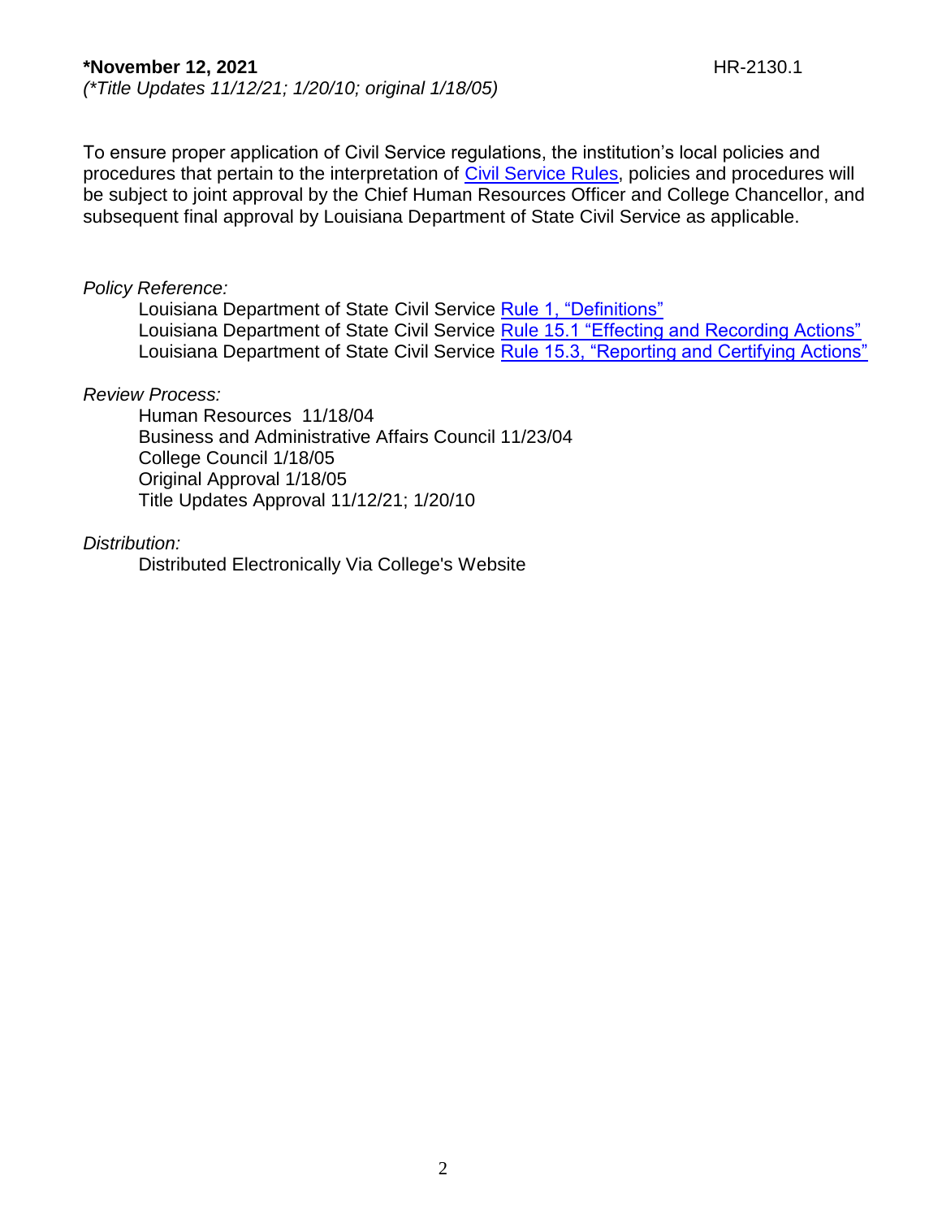To ensure proper application of Civil Service regulations, the institution's local policies and procedures that pertain to the interpretation of Civil Service Rules, policies and procedures will be subject to joint approval by the Chief Human Resources Officer and College Chancellor, and subsequent final approval by Louisiana Department of State Civil Service as applicable.

*Policy Reference:*

Louisiana Department of State Civil Service Rule 1, "Definitions"
Louisiana Department of State Civil Service Rule 15.1 "Effecting and Recording Actions"
Louisiana Department of State Civil Service Rule 15.3, "Reporting and Certifying Actions"

*Review Process:*

Human Resources 11/18/04
Business and Administrative Affairs Council 11/23/04
College Council 1/18/05
Original Approval 1/18/05
Title Updates Approval 11/12/21; 1/20/10

*Distribution:*

Distributed Electronically Via College's Website